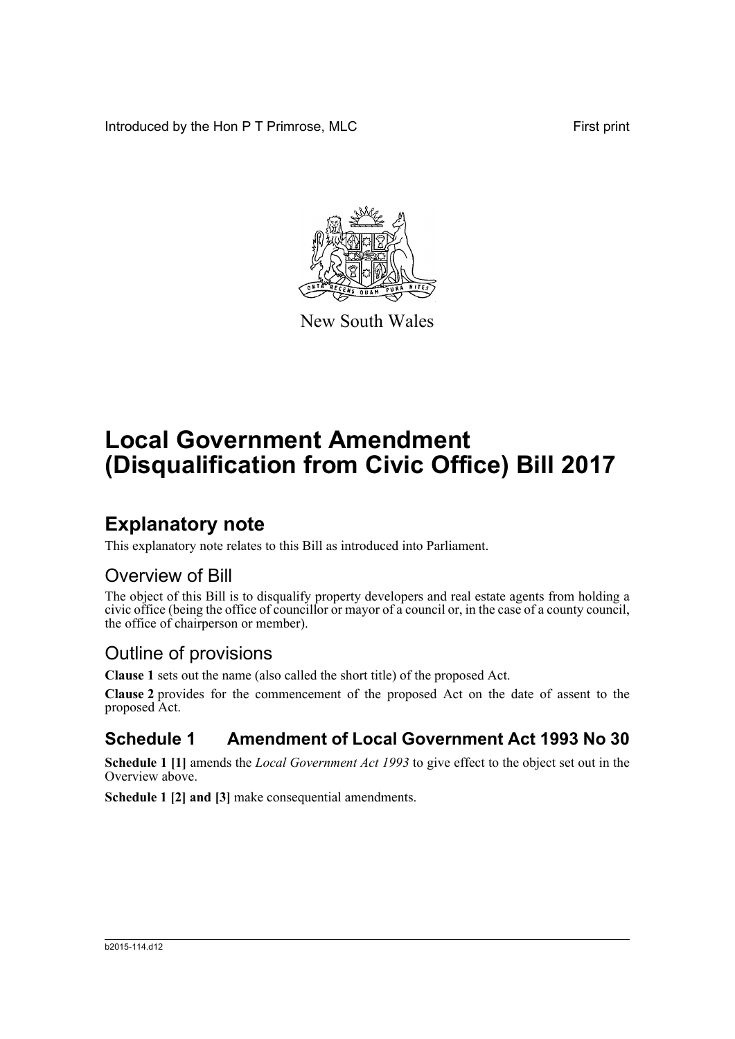Introduced by the Hon P T Primrose, MLC

First print

New South Wales

# Local Government Amendment (Disqualification from Civic Office) Bill 2017

## Explanatory note

This explanatory note relates to this Bill as introduced into Parliament.

### Overview of Bill

The object of this Bill is to disqualify property developers and real estate agents from holding a civic office (being the office of councillor or mayor of a council or, in the case of a county council, the office of chairperson or member).

### Outline of provisions

**Clause 1** sets out the name (also called the short title) of the proposed Act.

**Clause 2** provides for the commencement of the proposed Act on the date of assent to the proposed Act.

## Schedule 1 Amendment of Local Government Act 1993 No 30

**Schedule 1 [1]** amends the *Local Government Act 1993* to give effect to the object set out in the Overview above.

**Schedule 1 [2] and [3]** make consequential amendments.

b2015-114.d12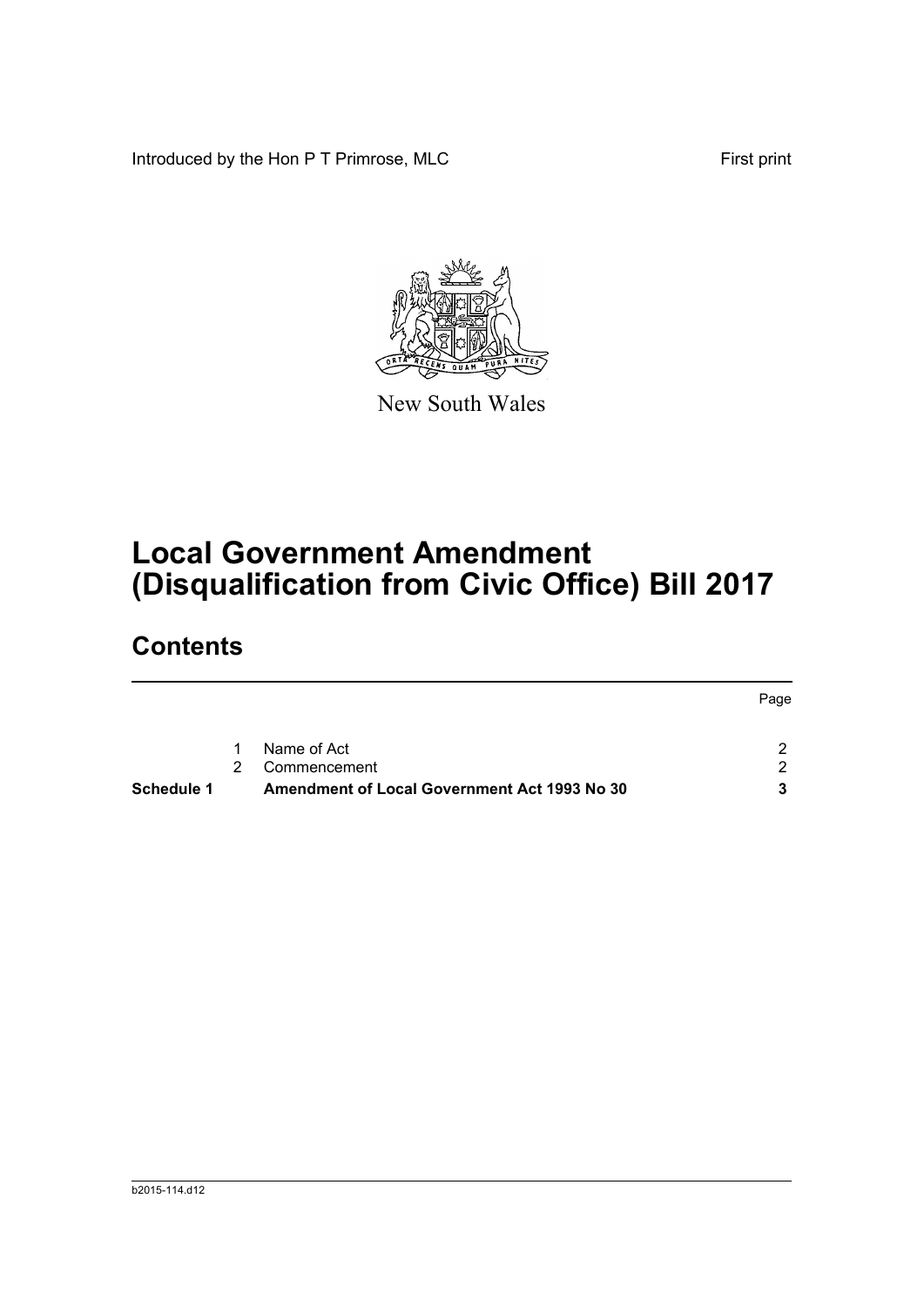Introduced by the Hon P T Primrose, MLC

First print

New South Wales

# Local Government Amendment (Disqualification from Civic Office) Bill 2017

## Contents

| | | | Page |
|---|---|---|---|
| | 1 | Name of Act | 2 |
| | 2 | Commencement | 2 |
| **Schedule 1** | | **Amendment of Local Government Act 1993 No 30** | **3** |

b2015-114.d12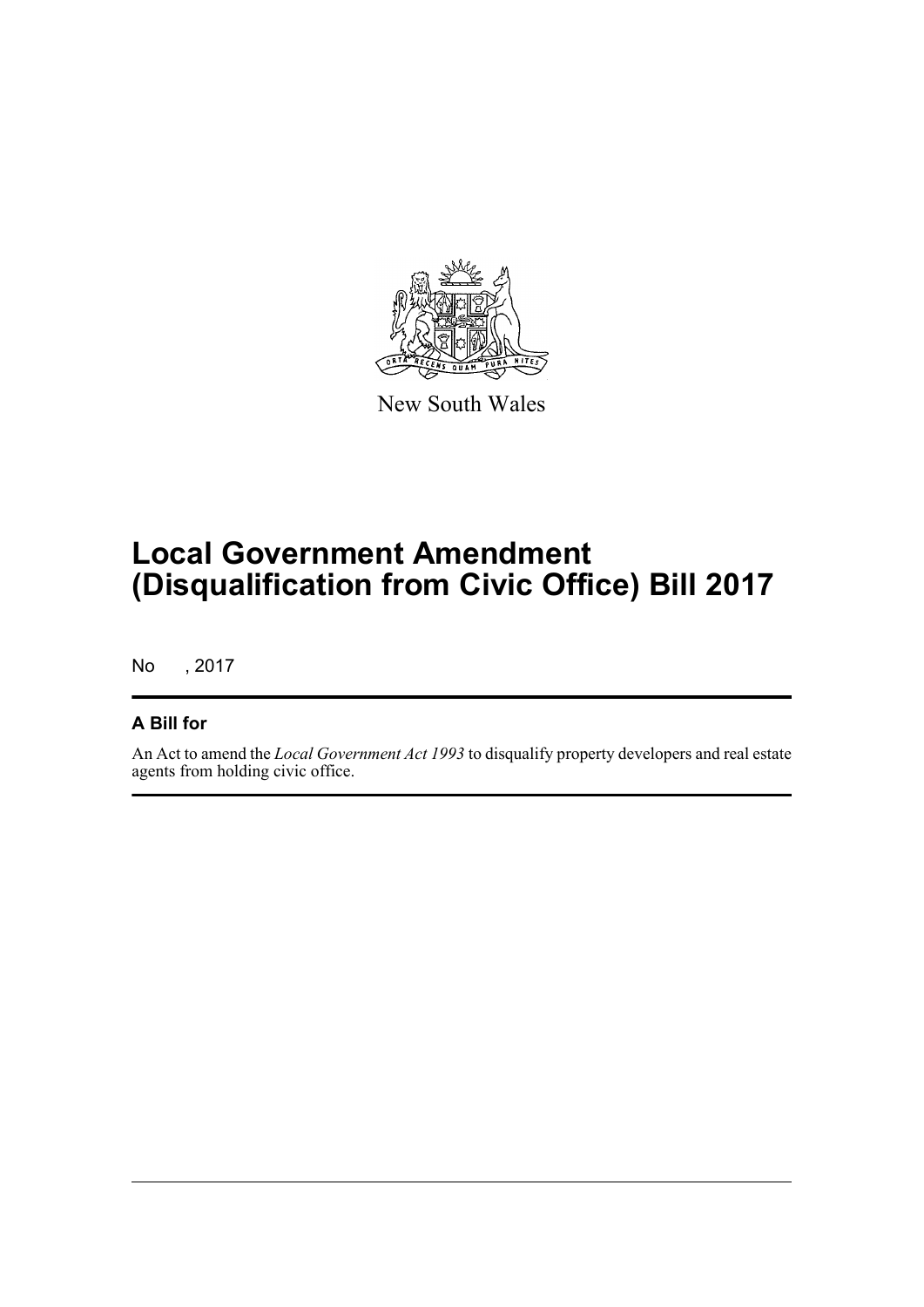New South Wales

# Local Government Amendment (Disqualification from Civic Office) Bill 2017

No , 2017

## A Bill for

An Act to amend the *Local Government Act 1993* to disqualify property developers and real estate agents from holding civic office.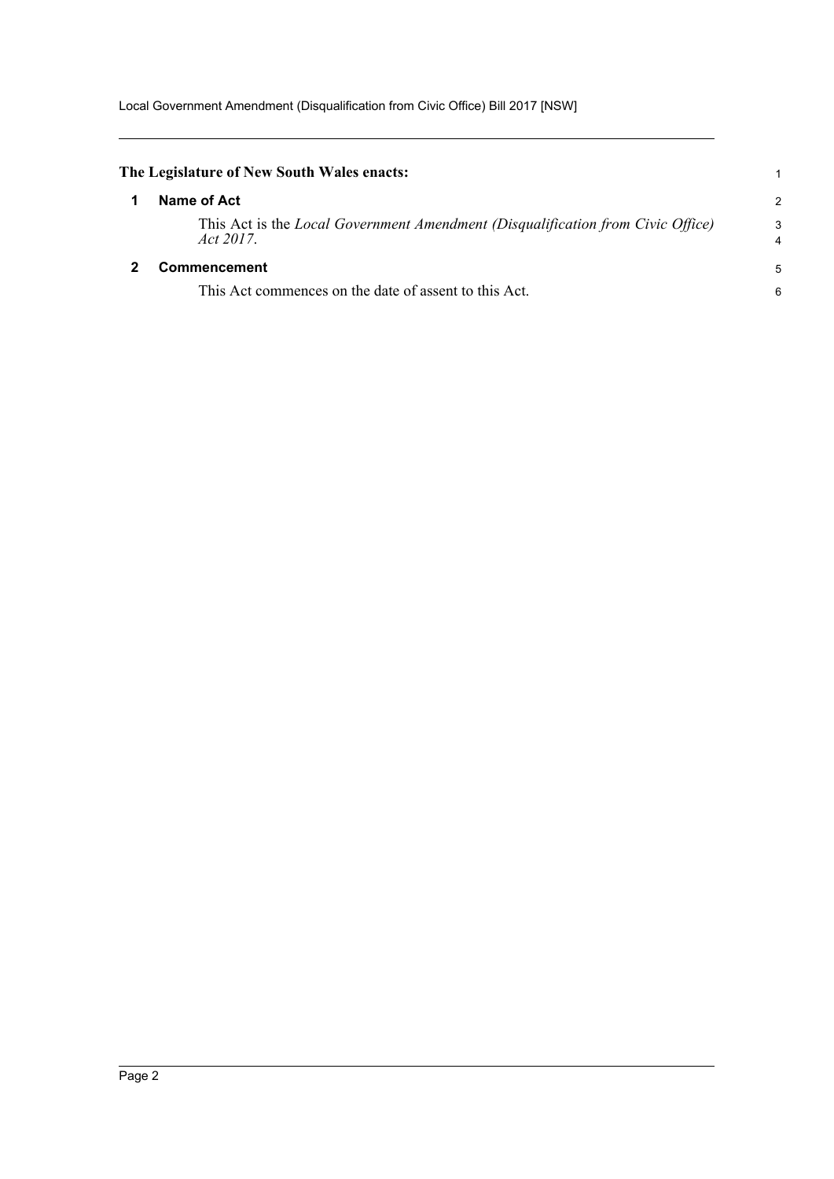**The Legislature of New South Wales enacts:**

## 1 Name of Act

This Act is the *Local Government Amendment (Disqualification from Civic Office) Act 2017*.

## 2 Commencement

This Act commences on the date of assent to this Act.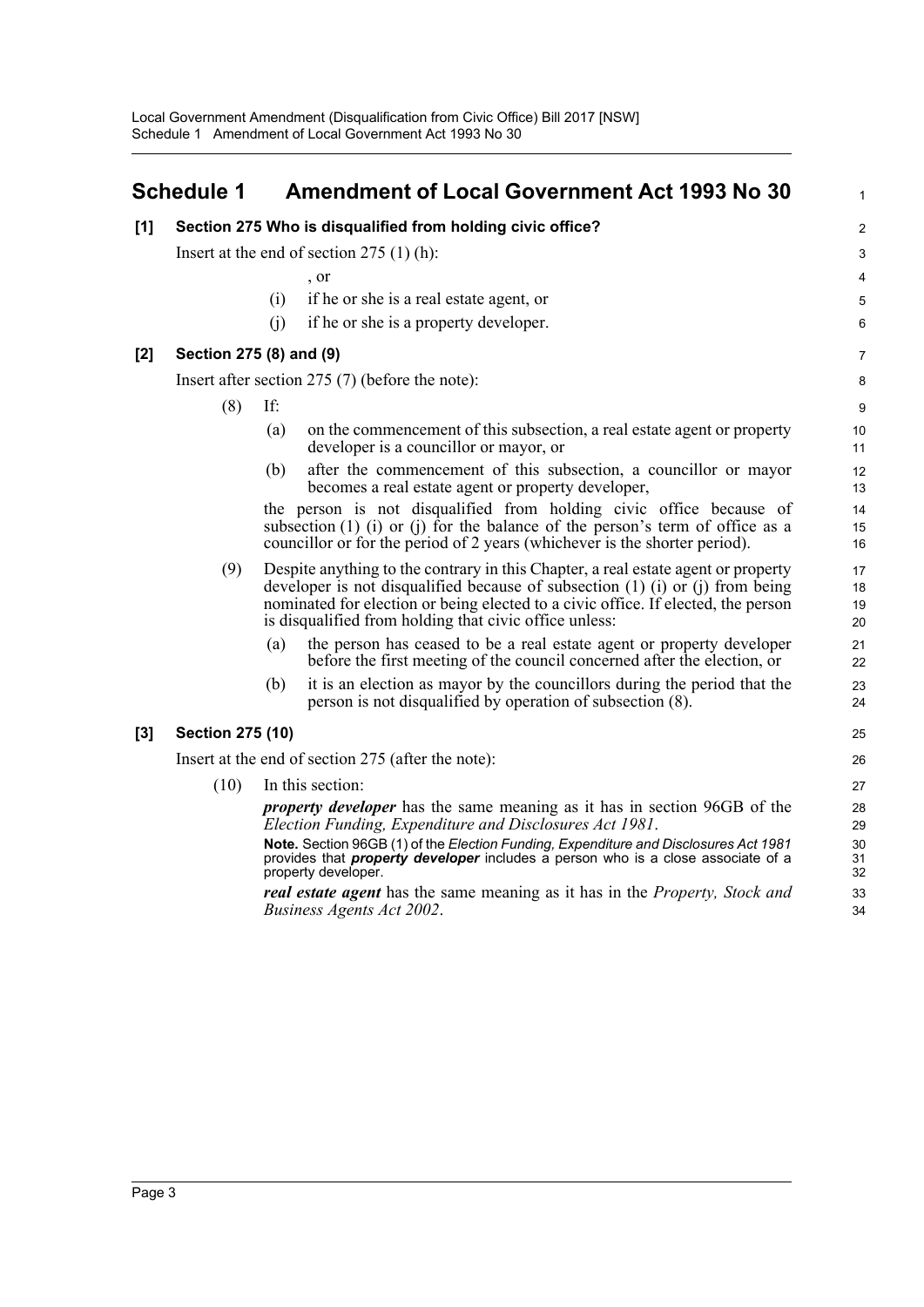## Schedule 1 Amendment of Local Government Act 1993 No 30

### [1] Section 275 Who is disqualified from holding civic office?

Insert at the end of section 275 (1) (h):

, or

(i) if he or she is a real estate agent, or

(j) if he or she is a property developer.

### [2] Section 275 (8) and (9)

Insert after section 275 (7) (before the note):

(8) If:

(a) on the commencement of this subsection, a real estate agent or property developer is a councillor or mayor, or

(b) after the commencement of this subsection, a councillor or mayor becomes a real estate agent or property developer,

the person is not disqualified from holding civic office because of subsection (1) (i) or (j) for the balance of the person's term of office as a councillor or for the period of 2 years (whichever is the shorter period).

(9) Despite anything to the contrary in this Chapter, a real estate agent or property developer is not disqualified because of subsection (1) (i) or (j) from being nominated for election or being elected to a civic office. If elected, the person is disqualified from holding that civic office unless:

(a) the person has ceased to be a real estate agent or property developer before the first meeting of the council concerned after the election, or

(b) it is an election as mayor by the councillors during the period that the person is not disqualified by operation of subsection (8).

### [3] Section 275 (10)

Insert at the end of section 275 (after the note):

(10) In this section:

***property developer*** has the same meaning as it has in section 96GB of the *Election Funding, Expenditure and Disclosures Act 1981*.

**Note.** Section 96GB (1) of the *Election Funding, Expenditure and Disclosures Act 1981* provides that ***property developer*** includes a person who is a close associate of a property developer.

***real estate agent*** has the same meaning as it has in the *Property, Stock and Business Agents Act 2002*.